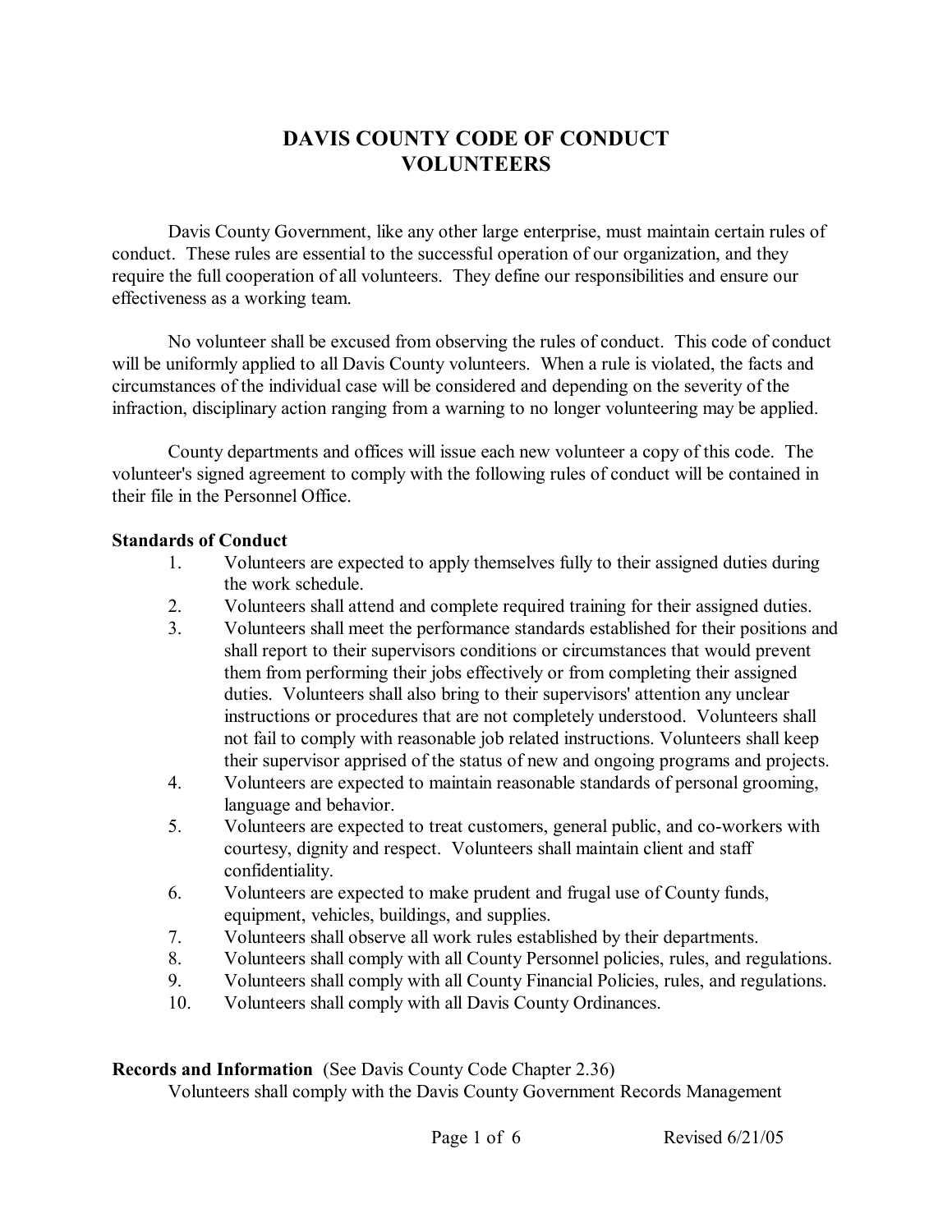# DAVIS COUNTY CODE OF CONDUCT
# VOLUNTEERS

Davis County Government, like any other large enterprise, must maintain certain rules of conduct. These rules are essential to the successful operation of our organization, and they require the full cooperation of all volunteers. They define our responsibilities and ensure our effectiveness as a working team.

No volunteer shall be excused from observing the rules of conduct. This code of conduct will be uniformly applied to all Davis County volunteers. When a rule is violated, the facts and circumstances of the individual case will be considered and depending on the severity of the infraction, disciplinary action ranging from a warning to no longer volunteering may be applied.

County departments and offices will issue each new volunteer a copy of this code. The volunteer's signed agreement to comply with the following rules of conduct will be contained in their file in the Personnel Office.

**Standards of Conduct**

1. Volunteers are expected to apply themselves fully to their assigned duties during the work schedule.
2. Volunteers shall attend and complete required training for their assigned duties.
3. Volunteers shall meet the performance standards established for their positions and shall report to their supervisors conditions or circumstances that would prevent them from performing their jobs effectively or from completing their assigned duties. Volunteers shall also bring to their supervisors' attention any unclear instructions or procedures that are not completely understood. Volunteers shall not fail to comply with reasonable job related instructions. Volunteers shall keep their supervisor apprised of the status of new and ongoing programs and projects.
4. Volunteers are expected to maintain reasonable standards of personal grooming, language and behavior.
5. Volunteers are expected to treat customers, general public, and co-workers with courtesy, dignity and respect. Volunteers shall maintain client and staff confidentiality.
6. Volunteers are expected to make prudent and frugal use of County funds, equipment, vehicles, buildings, and supplies.
7. Volunteers shall observe all work rules established by their departments.
8. Volunteers shall comply with all County Personnel policies, rules, and regulations.
9. Volunteers shall comply with all County Financial Policies, rules, and regulations.
10. Volunteers shall comply with all Davis County Ordinances.

**Records and Information** (See Davis County Code Chapter 2.36)

Volunteers shall comply with the Davis County Government Records Management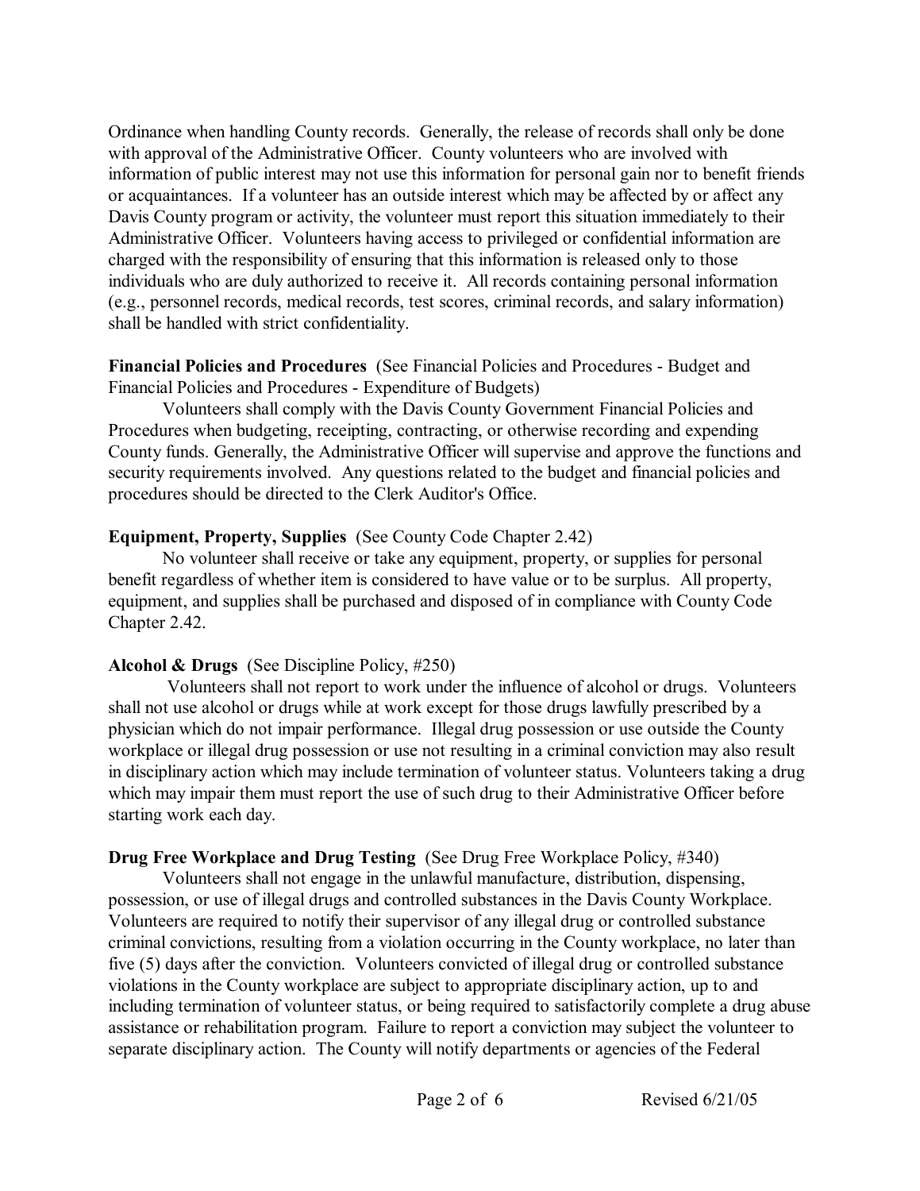Ordinance when handling County records. Generally, the release of records shall only be done with approval of the Administrative Officer. County volunteers who are involved with information of public interest may not use this information for personal gain nor to benefit friends or acquaintances. If a volunteer has an outside interest which may be affected by or affect any Davis County program or activity, the volunteer must report this situation immediately to their Administrative Officer. Volunteers having access to privileged or confidential information are charged with the responsibility of ensuring that this information is released only to those individuals who are duly authorized to receive it. All records containing personal information (e.g., personnel records, medical records, test scores, criminal records, and salary information) shall be handled with strict confidentiality.

**Financial Policies and Procedures** (See Financial Policies and Procedures - Budget and Financial Policies and Procedures - Expenditure of Budgets)

Volunteers shall comply with the Davis County Government Financial Policies and Procedures when budgeting, receipting, contracting, or otherwise recording and expending County funds. Generally, the Administrative Officer will supervise and approve the functions and security requirements involved. Any questions related to the budget and financial policies and procedures should be directed to the Clerk Auditor's Office.

**Equipment, Property, Supplies** (See County Code Chapter 2.42)

No volunteer shall receive or take any equipment, property, or supplies for personal benefit regardless of whether item is considered to have value or to be surplus. All property, equipment, and supplies shall be purchased and disposed of in compliance with County Code Chapter 2.42.

**Alcohol & Drugs** (See Discipline Policy, #250)

Volunteers shall not report to work under the influence of alcohol or drugs. Volunteers shall not use alcohol or drugs while at work except for those drugs lawfully prescribed by a physician which do not impair performance. Illegal drug possession or use outside the County workplace or illegal drug possession or use not resulting in a criminal conviction may also result in disciplinary action which may include termination of volunteer status. Volunteers taking a drug which may impair them must report the use of such drug to their Administrative Officer before starting work each day.

**Drug Free Workplace and Drug Testing** (See Drug Free Workplace Policy, #340)

Volunteers shall not engage in the unlawful manufacture, distribution, dispensing, possession, or use of illegal drugs and controlled substances in the Davis County Workplace. Volunteers are required to notify their supervisor of any illegal drug or controlled substance criminal convictions, resulting from a violation occurring in the County workplace, no later than five (5) days after the conviction. Volunteers convicted of illegal drug or controlled substance violations in the County workplace are subject to appropriate disciplinary action, up to and including termination of volunteer status, or being required to satisfactorily complete a drug abuse assistance or rehabilitation program. Failure to report a conviction may subject the volunteer to separate disciplinary action. The County will notify departments or agencies of the Federal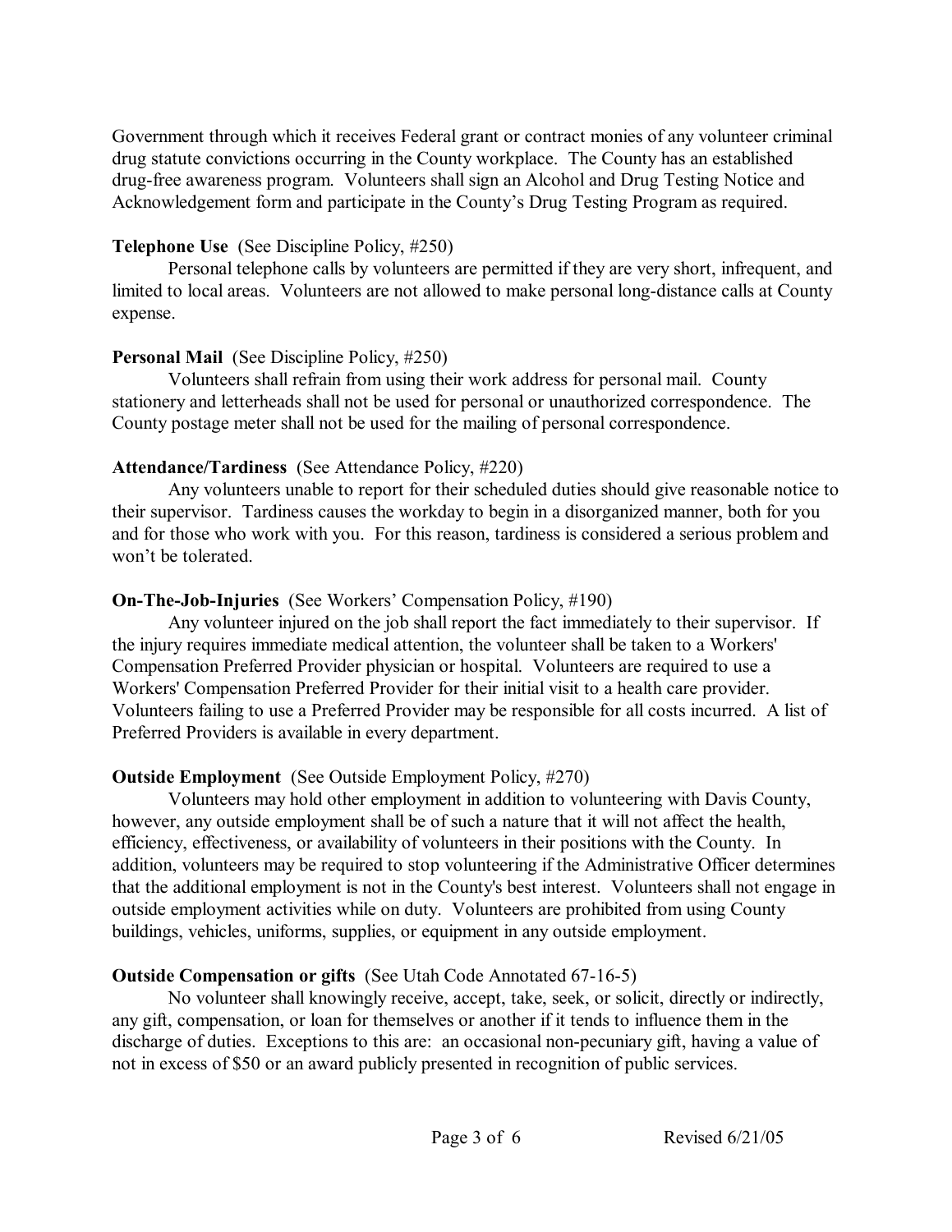Government through which it receives Federal grant or contract monies of any volunteer criminal drug statute convictions occurring in the County workplace. The County has an established drug-free awareness program. Volunteers shall sign an Alcohol and Drug Testing Notice and Acknowledgement form and participate in the County's Drug Testing Program as required.

**Telephone Use** (See Discipline Policy, #250)

Personal telephone calls by volunteers are permitted if they are very short, infrequent, and limited to local areas. Volunteers are not allowed to make personal long-distance calls at County expense.

**Personal Mail** (See Discipline Policy, #250)

Volunteers shall refrain from using their work address for personal mail. County stationery and letterheads shall not be used for personal or unauthorized correspondence. The County postage meter shall not be used for the mailing of personal correspondence.

**Attendance/Tardiness** (See Attendance Policy, #220)

Any volunteers unable to report for their scheduled duties should give reasonable notice to their supervisor. Tardiness causes the workday to begin in a disorganized manner, both for you and for those who work with you. For this reason, tardiness is considered a serious problem and won't be tolerated.

**On-The-Job-Injuries** (See Workers' Compensation Policy, #190)

Any volunteer injured on the job shall report the fact immediately to their supervisor. If the injury requires immediate medical attention, the volunteer shall be taken to a Workers' Compensation Preferred Provider physician or hospital. Volunteers are required to use a Workers' Compensation Preferred Provider for their initial visit to a health care provider. Volunteers failing to use a Preferred Provider may be responsible for all costs incurred. A list of Preferred Providers is available in every department.

**Outside Employment** (See Outside Employment Policy, #270)

Volunteers may hold other employment in addition to volunteering with Davis County, however, any outside employment shall be of such a nature that it will not affect the health, efficiency, effectiveness, or availability of volunteers in their positions with the County. In addition, volunteers may be required to stop volunteering if the Administrative Officer determines that the additional employment is not in the County's best interest. Volunteers shall not engage in outside employment activities while on duty. Volunteers are prohibited from using County buildings, vehicles, uniforms, supplies, or equipment in any outside employment.

**Outside Compensation or gifts** (See Utah Code Annotated 67-16-5)

No volunteer shall knowingly receive, accept, take, seek, or solicit, directly or indirectly, any gift, compensation, or loan for themselves or another if it tends to influence them in the discharge of duties. Exceptions to this are: an occasional non-pecuniary gift, having a value of not in excess of $50 or an award publicly presented in recognition of public services.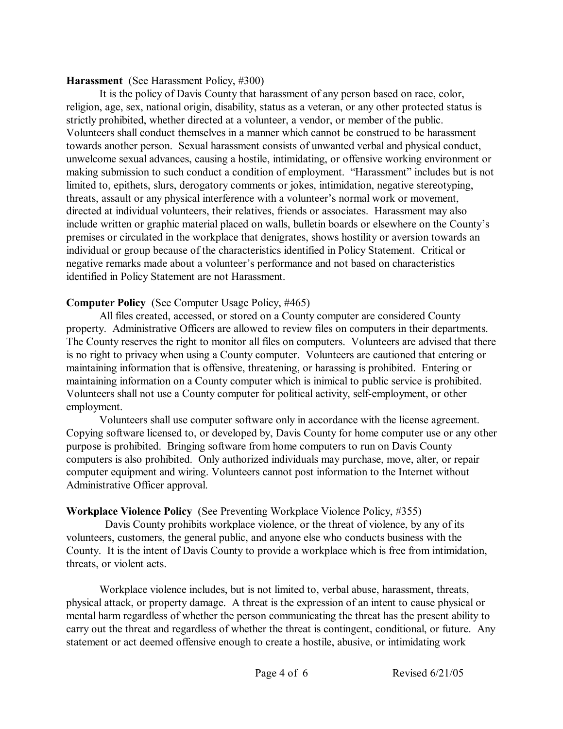**Harassment** (See Harassment Policy, #300)

It is the policy of Davis County that harassment of any person based on race, color, religion, age, sex, national origin, disability, status as a veteran, or any other protected status is strictly prohibited, whether directed at a volunteer, a vendor, or member of the public. Volunteers shall conduct themselves in a manner which cannot be construed to be harassment towards another person. Sexual harassment consists of unwanted verbal and physical conduct, unwelcome sexual advances, causing a hostile, intimidating, or offensive working environment or making submission to such conduct a condition of employment. "Harassment" includes but is not limited to, epithets, slurs, derogatory comments or jokes, intimidation, negative stereotyping, threats, assault or any physical interference with a volunteer's normal work or movement, directed at individual volunteers, their relatives, friends or associates. Harassment may also include written or graphic material placed on walls, bulletin boards or elsewhere on the County's premises or circulated in the workplace that denigrates, shows hostility or aversion towards an individual or group because of the characteristics identified in Policy Statement. Critical or negative remarks made about a volunteer's performance and not based on characteristics identified in Policy Statement are not Harassment.

**Computer Policy** (See Computer Usage Policy, #465)

All files created, accessed, or stored on a County computer are considered County property. Administrative Officers are allowed to review files on computers in their departments. The County reserves the right to monitor all files on computers. Volunteers are advised that there is no right to privacy when using a County computer. Volunteers are cautioned that entering or maintaining information that is offensive, threatening, or harassing is prohibited. Entering or maintaining information on a County computer which is inimical to public service is prohibited. Volunteers shall not use a County computer for political activity, self-employment, or other employment.

Volunteers shall use computer software only in accordance with the license agreement. Copying software licensed to, or developed by, Davis County for home computer use or any other purpose is prohibited. Bringing software from home computers to run on Davis County computers is also prohibited. Only authorized individuals may purchase, move, alter, or repair computer equipment and wiring. Volunteers cannot post information to the Internet without Administrative Officer approval.

**Workplace Violence Policy** (See Preventing Workplace Violence Policy, #355)

Davis County prohibits workplace violence, or the threat of violence, by any of its volunteers, customers, the general public, and anyone else who conducts business with the County. It is the intent of Davis County to provide a workplace which is free from intimidation, threats, or violent acts.

Workplace violence includes, but is not limited to, verbal abuse, harassment, threats, physical attack, or property damage. A threat is the expression of an intent to cause physical or mental harm regardless of whether the person communicating the threat has the present ability to carry out the threat and regardless of whether the threat is contingent, conditional, or future. Any statement or act deemed offensive enough to create a hostile, abusive, or intimidating work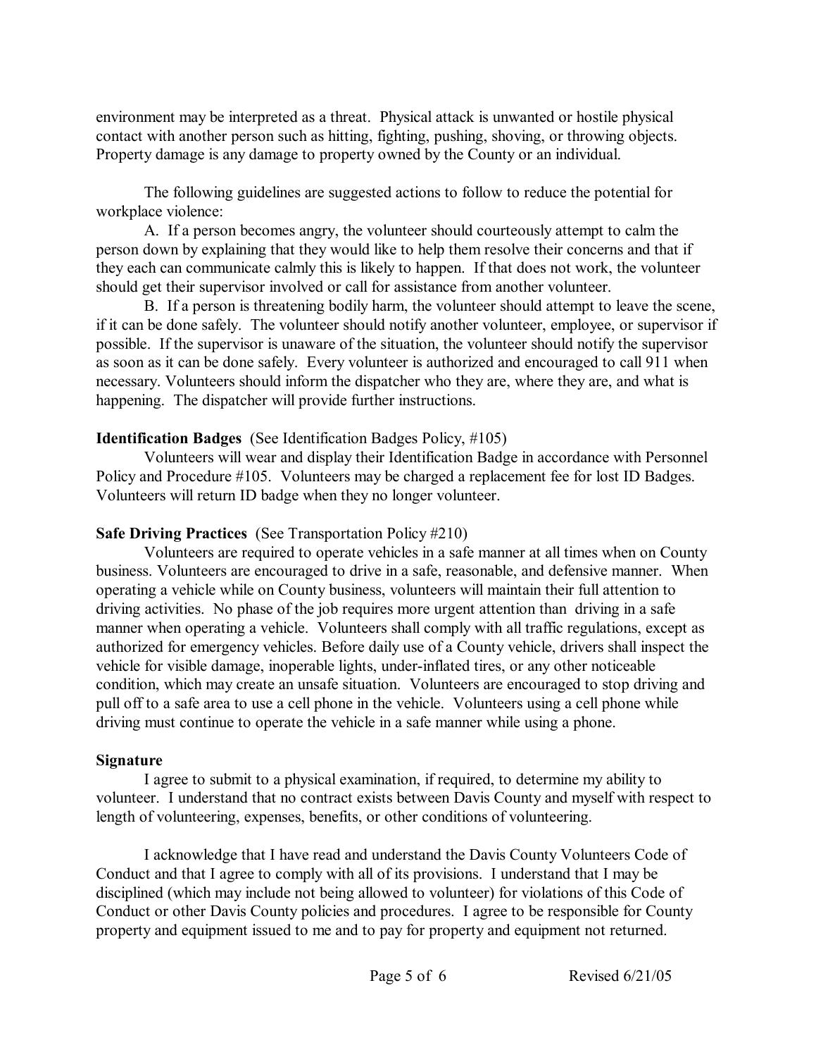environment may be interpreted as a threat. Physical attack is unwanted or hostile physical contact with another person such as hitting, fighting, pushing, shoving, or throwing objects. Property damage is any damage to property owned by the County or an individual.

The following guidelines are suggested actions to follow to reduce the potential for workplace violence:

A. If a person becomes angry, the volunteer should courteously attempt to calm the person down by explaining that they would like to help them resolve their concerns and that if they each can communicate calmly this is likely to happen. If that does not work, the volunteer should get their supervisor involved or call for assistance from another volunteer.

B. If a person is threatening bodily harm, the volunteer should attempt to leave the scene, if it can be done safely. The volunteer should notify another volunteer, employee, or supervisor if possible. If the supervisor is unaware of the situation, the volunteer should notify the supervisor as soon as it can be done safely. Every volunteer is authorized and encouraged to call 911 when necessary. Volunteers should inform the dispatcher who they are, where they are, and what is happening. The dispatcher will provide further instructions.

**Identification Badges** (See Identification Badges Policy, #105)

Volunteers will wear and display their Identification Badge in accordance with Personnel Policy and Procedure #105. Volunteers may be charged a replacement fee for lost ID Badges. Volunteers will return ID badge when they no longer volunteer.

**Safe Driving Practices** (See Transportation Policy #210)

Volunteers are required to operate vehicles in a safe manner at all times when on County business. Volunteers are encouraged to drive in a safe, reasonable, and defensive manner. When operating a vehicle while on County business, volunteers will maintain their full attention to driving activities. No phase of the job requires more urgent attention than driving in a safe manner when operating a vehicle. Volunteers shall comply with all traffic regulations, except as authorized for emergency vehicles. Before daily use of a County vehicle, drivers shall inspect the vehicle for visible damage, inoperable lights, under-inflated tires, or any other noticeable condition, which may create an unsafe situation. Volunteers are encouraged to stop driving and pull off to a safe area to use a cell phone in the vehicle. Volunteers using a cell phone while driving must continue to operate the vehicle in a safe manner while using a phone.

**Signature**

I agree to submit to a physical examination, if required, to determine my ability to volunteer. I understand that no contract exists between Davis County and myself with respect to length of volunteering, expenses, benefits, or other conditions of volunteering.

I acknowledge that I have read and understand the Davis County Volunteers Code of Conduct and that I agree to comply with all of its provisions. I understand that I may be disciplined (which may include not being allowed to volunteer) for violations of this Code of Conduct or other Davis County policies and procedures. I agree to be responsible for County property and equipment issued to me and to pay for property and equipment not returned.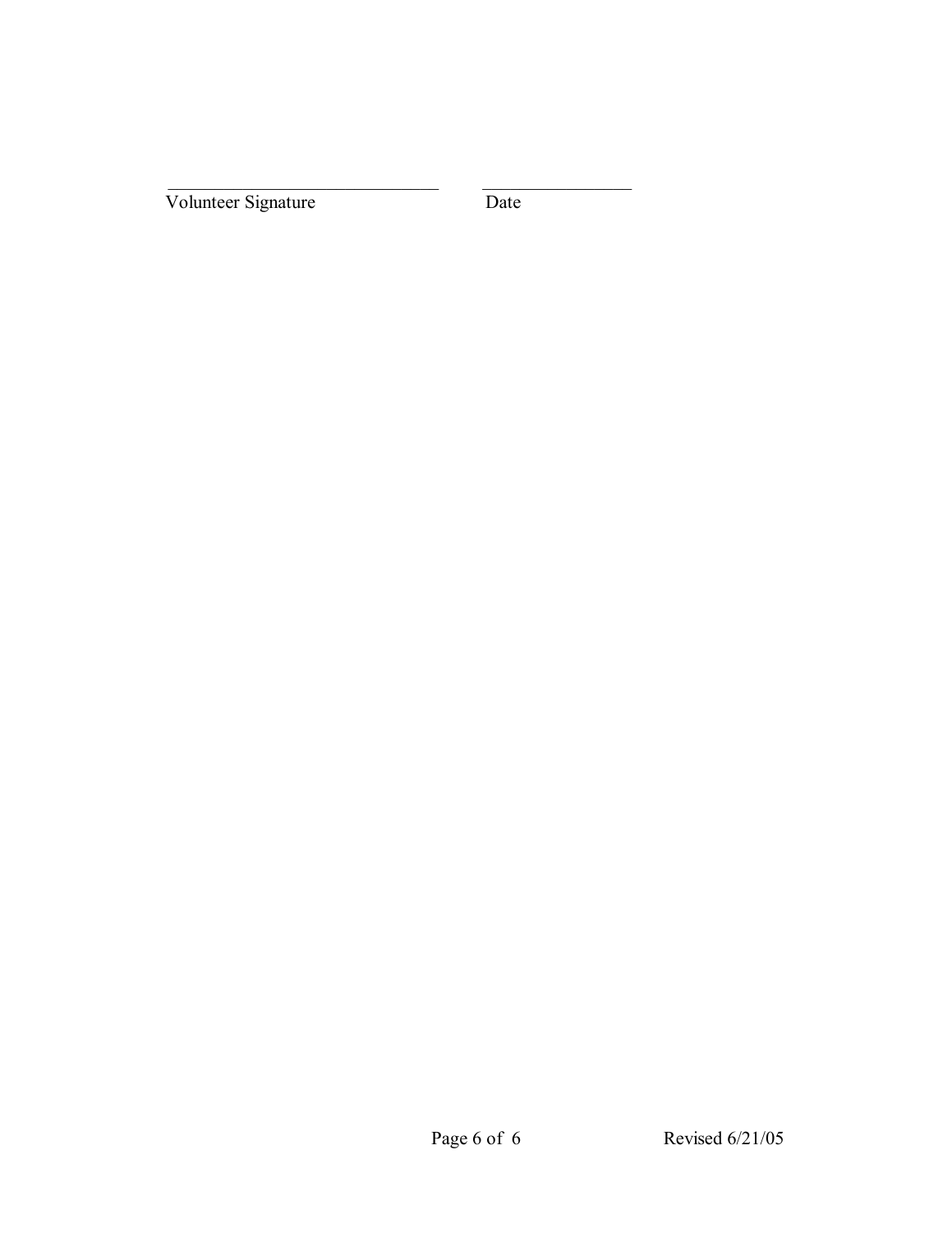_______________________________ _________________
Volunteer Signature Date